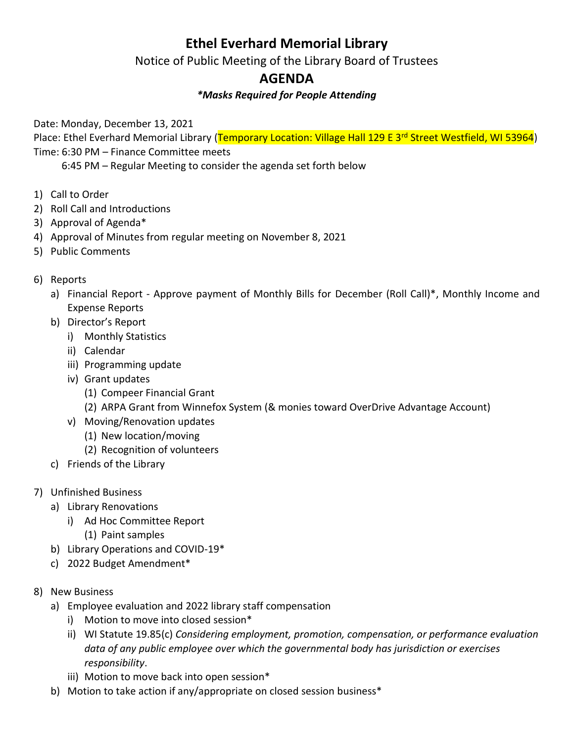# Ethel Everhard Memorial Library

Notice of Public Meeting of the Library Board of Trustees

## AGENDA

***Masks Required for People Attending***

Date: Monday, December 13, 2021

Place: Ethel Everhard Memorial Library (Temporary Location: Village Hall 129 E 3rd Street Westfield, WI 53964)

Time: 6:30 PM – Finance Committee meets

6:45 PM – Regular Meeting to consider the agenda set forth below

1) Call to Order
2) Roll Call and Introductions
3) Approval of Agenda*
4) Approval of Minutes from regular meeting on November 8, 2021
5) Public Comments

6) Reports
   a) Financial Report - Approve payment of Monthly Bills for December (Roll Call)*, Monthly Income and Expense Reports
   b) Director's Report
      i) Monthly Statistics
      ii) Calendar
      iii) Programming update
      iv) Grant updates
         (1) Compeer Financial Grant
         (2) ARPA Grant from Winnefox System (& monies toward OverDrive Advantage Account)
      v) Moving/Renovation updates
         (1) New location/moving
         (2) Recognition of volunteers
   c) Friends of the Library

7) Unfinished Business
   a) Library Renovations
      i) Ad Hoc Committee Report
         (1) Paint samples
   b) Library Operations and COVID-19*
   c) 2022 Budget Amendment*

8) New Business
   a) Employee evaluation and 2022 library staff compensation
      i) Motion to move into closed session*
      ii) WI Statute 19.85(c) *Considering employment, promotion, compensation, or performance evaluation data of any public employee over which the governmental body has jurisdiction or exercises responsibility*.
      iii) Motion to move back into open session*
   b) Motion to take action if any/appropriate on closed session business*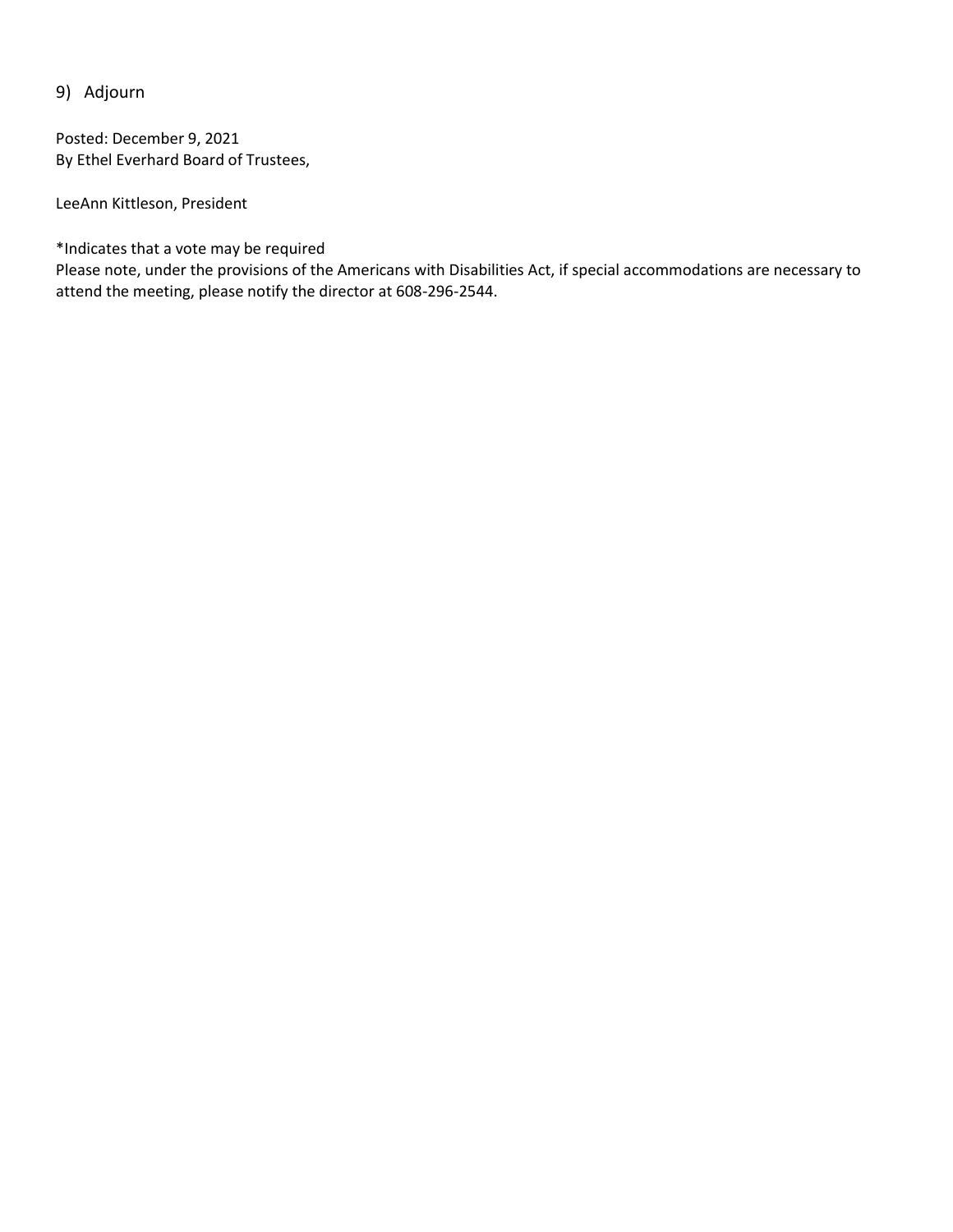9) Adjourn

Posted: December 9, 2021
By Ethel Everhard Board of Trustees,

LeeAnn Kittleson, President

*Indicates that a vote may be required
Please note, under the provisions of the Americans with Disabilities Act, if special accommodations are necessary to attend the meeting, please notify the director at 608-296-2544.